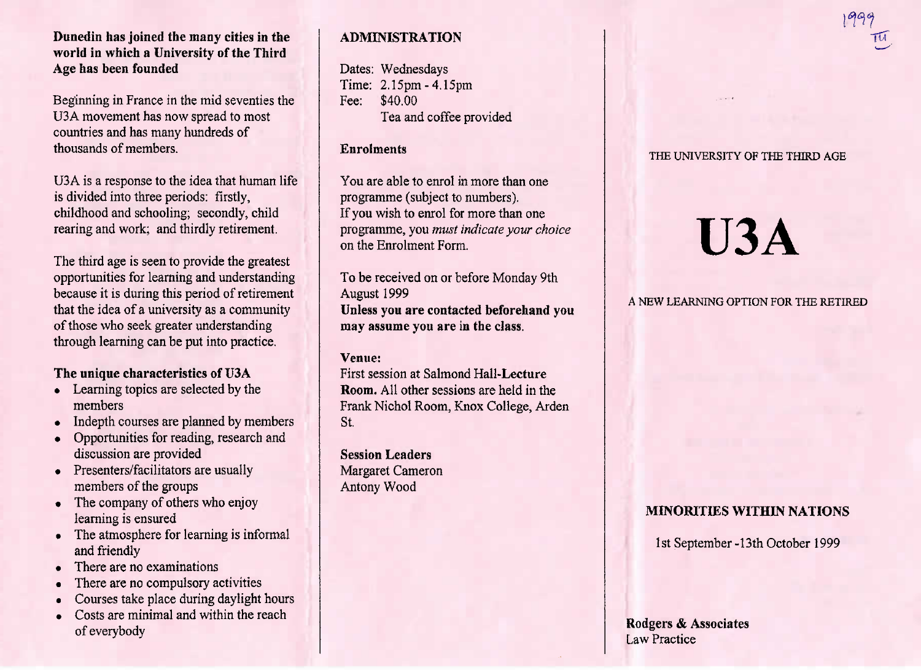**Dunedin has joined the many cities in the world in which a University of the Third Age has been founded**

Beginning in France in the mid seventies the U3A movement has now spread to most countries and has many hundreds of thousands of members.

U3A is a response to the idea that human life is divided into three periods: firstly, childhood and schooling; secondly, child rearing and work; and thirdly retirement.

The third age is seen to provide the greatest opportunities for learning and understanding because it is during this period of retirement that the idea of a university as a community of those who seek greater understanding through learning can be put into practice.

**The unique characteristics of U3A**

- Learning topics are selected by the members
- Indepth courses are planned by members
- Opportunities for reading, research and discussion are provided
- Presenters/facilitators are usually members of the groups
- The company of others who enjoy learning is ensured
- The atmosphere for learning is informal and friendly
- There are no examinations
- There are no compulsory activities
- Courses take place during daylight hours
- Costs are minimal and within the reach of everybody

## ADMINISTRATION

Dates: Wednesdays
Time: 2.15pm - 4.15pm
Fee: $40.00
Tea and coffee provided

**Enrolments**

You are able to enrol in more than one programme (subject to numbers).
If you wish to enrol for more than one programme, you *must indicate your choice* on the Enrolment Form.

To be received on or before Monday 9th August 1999
**Unless you are contacted beforehand you may assume you are in the class.**

**Venue:**
First session at Salmond Hall-**Lecture Room.** All other sessions are held in the Frank Nichol Room, Knox College, Arden St.

**Session Leaders**
Margaret Cameron
Antony Wood

1999

THE UNIVERSITY OF THE THIRD AGE

# U3A

A NEW LEARNING OPTION FOR THE RETIRED

**MINORITIES WITHIN NATIONS**

1st September -13th October 1999

**Rodgers & Associates**
Law Practice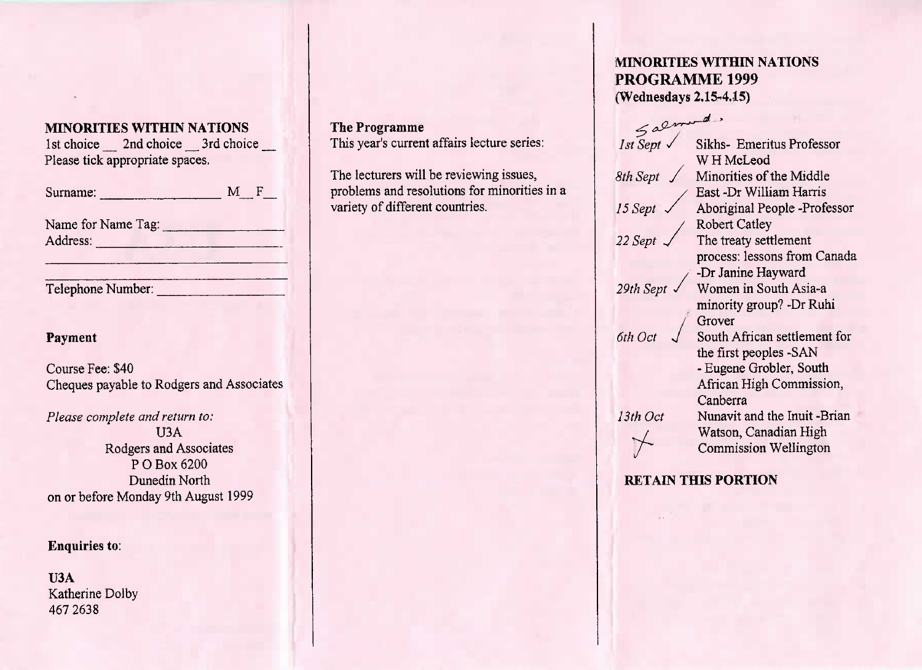## MINORITIES WITHIN NATIONS

1st choice __ 2nd choice __ 3rd choice __
Please tick appropriate spaces.

Surname: ________________ M__ F__

Name for Name Tag: ________________
Address: ________________

________________

Telephone Number: ________________

### Payment

Course Fee: $40
Cheques payable to Rodgers and Associates

*Please complete and return to:*
U3A
Rodgers and Associates
P O Box 6200
Dunedin North
on or before Monday 9th August 1999

**Enquiries to**:

**U3A**
Katherine Dolby
467 2638

### The Programme

This year's current affairs lecture series:

The lecturers will be reviewing issues, problems and resolutions for minorities in a variety of different countries.

## MINORITIES WITHIN NATIONS PROGRAMME 1999

**(Wednesdays 2.15-4.15)**

Salmond.

| | |
|---|---|
| *1st Sept* ✓ | Sikhs- Emeritus Professor W H McLeod |
| *8th Sept* ✓ | Minorities of the Middle East -Dr William Harris |
| *15 Sept* ✓ | Aboriginal People -Professor Robert Catley |
| *22 Sept* ✓ | The treaty settlement process: lessons from Canada -Dr Janine Hayward |
| *29th Sept* ✓ | Women in South Asia-a minority group? -Dr Ruhi Grover |
| *6th Oct* ✓ | South African settlement for the first peoples -SAN - Eugene Grobler, South African High Commission, Canberra |
| *13th Oct* ✗ | Nunavit and the Inuit -Brian Watson, Canadian High Commission Wellington |

**RETAIN THIS PORTION**